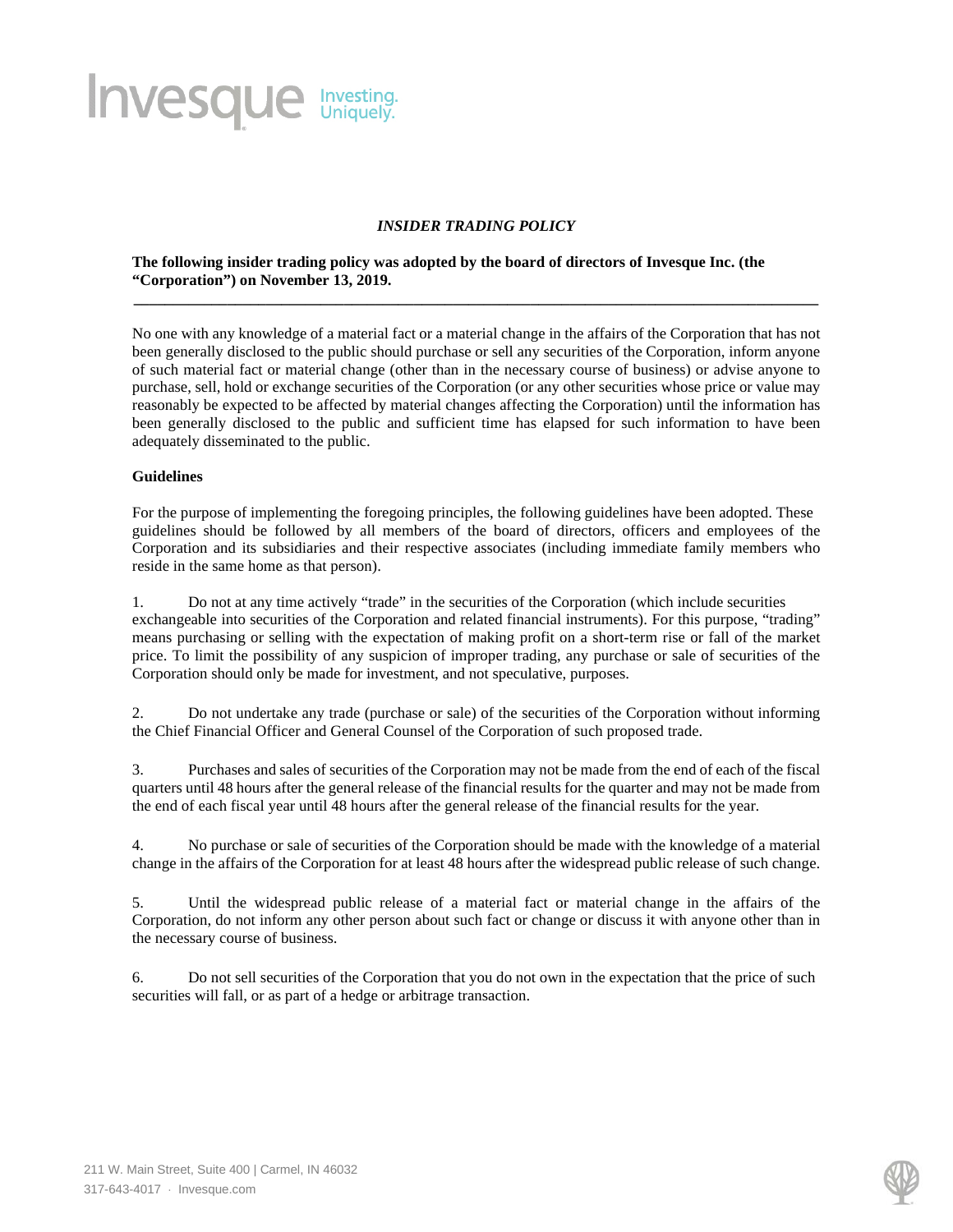Invesque Investing. Uniquely.

# *INSIDER TRADING POLICY*

**The following insider trading policy was adopted by the board of directors of Invesque Inc. (the "Corporation") on November 13, 2019.**

---

No one with any knowledge of a material fact or a material change in the affairs of the Corporation that has not been generally disclosed to the public should purchase or sell any securities of the Corporation, inform anyone of such material fact or material change (other than in the necessary course of business) or advise anyone to purchase, sell, hold or exchange securities of the Corporation (or any other securities whose price or value may reasonably be expected to be affected by material changes affecting the Corporation) until the information has been generally disclosed to the public and sufficient time has elapsed for such information to have been adequately disseminated to the public.

**Guidelines**

For the purpose of implementing the foregoing principles, the following guidelines have been adopted. These guidelines should be followed by all members of the board of directors, officers and employees of the Corporation and its subsidiaries and their respective associates (including immediate family members who reside in the same home as that person).

1. Do not at any time actively "trade" in the securities of the Corporation (which include securities exchangeable into securities of the Corporation and related financial instruments). For this purpose, "trading" means purchasing or selling with the expectation of making profit on a short-term rise or fall of the market price. To limit the possibility of any suspicion of improper trading, any purchase or sale of securities of the Corporation should only be made for investment, and not speculative, purposes.

2. Do not undertake any trade (purchase or sale) of the securities of the Corporation without informing the Chief Financial Officer and General Counsel of the Corporation of such proposed trade.

3. Purchases and sales of securities of the Corporation may not be made from the end of each of the fiscal quarters until 48 hours after the general release of the financial results for the quarter and may not be made from the end of each fiscal year until 48 hours after the general release of the financial results for the year.

4. No purchase or sale of securities of the Corporation should be made with the knowledge of a material change in the affairs of the Corporation for at least 48 hours after the widespread public release of such change.

5. Until the widespread public release of a material fact or material change in the affairs of the Corporation, do not inform any other person about such fact or change or discuss it with anyone other than in the necessary course of business.

6. Do not sell securities of the Corporation that you do not own in the expectation that the price of such securities will fall, or as part of a hedge or arbitrage transaction.

211 W. Main Street, Suite 400 | Carmel, IN 46032
317-643-4017 · Invesque.com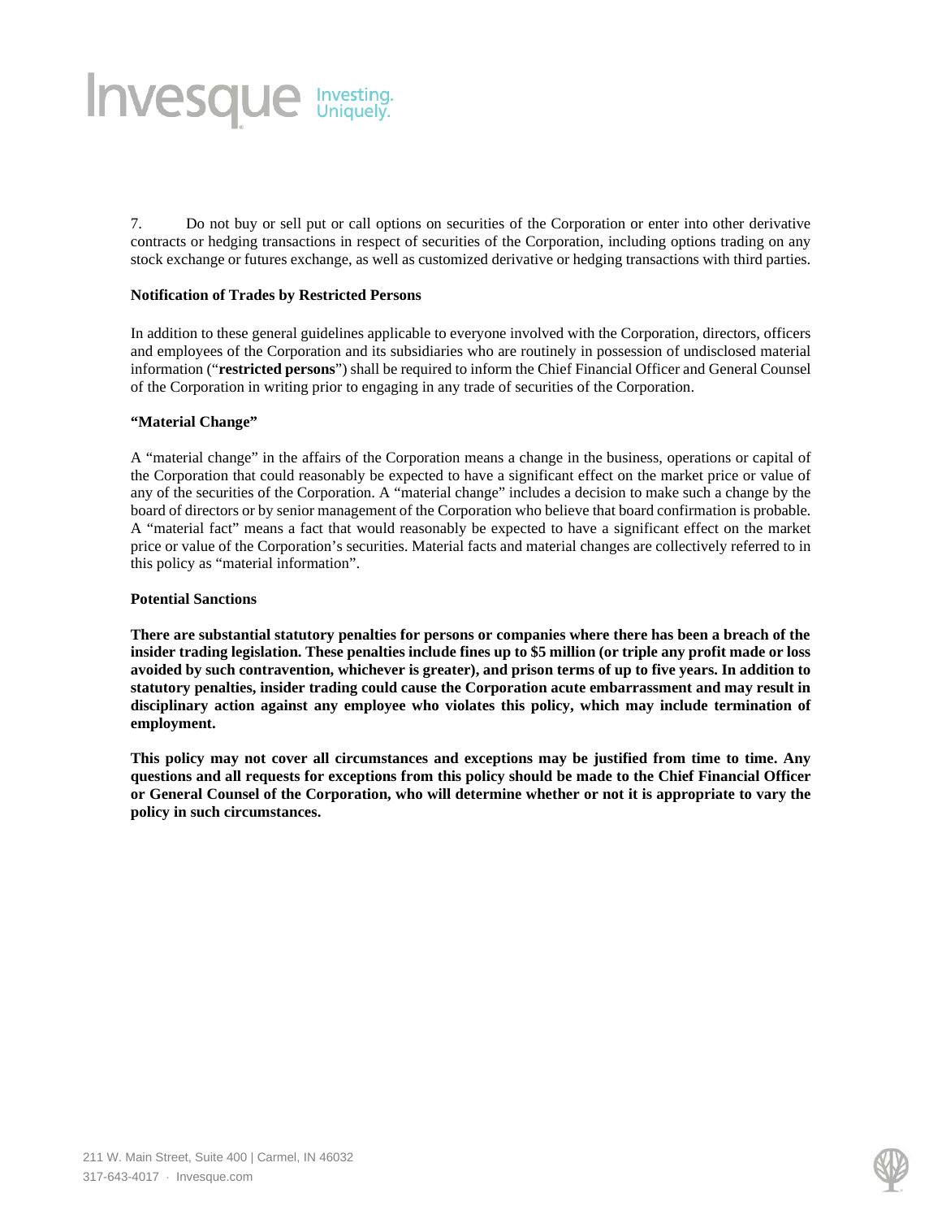7. Do not buy or sell put or call options on securities of the Corporation or enter into other derivative contracts or hedging transactions in respect of securities of the Corporation, including options trading on any stock exchange or futures exchange, as well as customized derivative or hedging transactions with third parties.

**Notification of Trades by Restricted Persons**

In addition to these general guidelines applicable to everyone involved with the Corporation, directors, officers and employees of the Corporation and its subsidiaries who are routinely in possession of undisclosed material information ("**restricted persons**") shall be required to inform the Chief Financial Officer and General Counsel of the Corporation in writing prior to engaging in any trade of securities of the Corporation.

**"Material Change"**

A "material change" in the affairs of the Corporation means a change in the business, operations or capital of the Corporation that could reasonably be expected to have a significant effect on the market price or value of any of the securities of the Corporation. A "material change" includes a decision to make such a change by the board of directors or by senior management of the Corporation who believe that board confirmation is probable. A "material fact" means a fact that would reasonably be expected to have a significant effect on the market price or value of the Corporation's securities. Material facts and material changes are collectively referred to in this policy as "material information".

**Potential Sanctions**

**There are substantial statutory penalties for persons or companies where there has been a breach of the insider trading legislation. These penalties include fines up to $5 million (or triple any profit made or loss avoided by such contravention, whichever is greater), and prison terms of up to five years. In addition to statutory penalties, insider trading could cause the Corporation acute embarrassment and may result in disciplinary action against any employee who violates this policy, which may include termination of employment.**

**This policy may not cover all circumstances and exceptions may be justified from time to time. Any questions and all requests for exceptions from this policy should be made to the Chief Financial Officer or General Counsel of the Corporation, who will determine whether or not it is appropriate to vary the policy in such circumstances.**